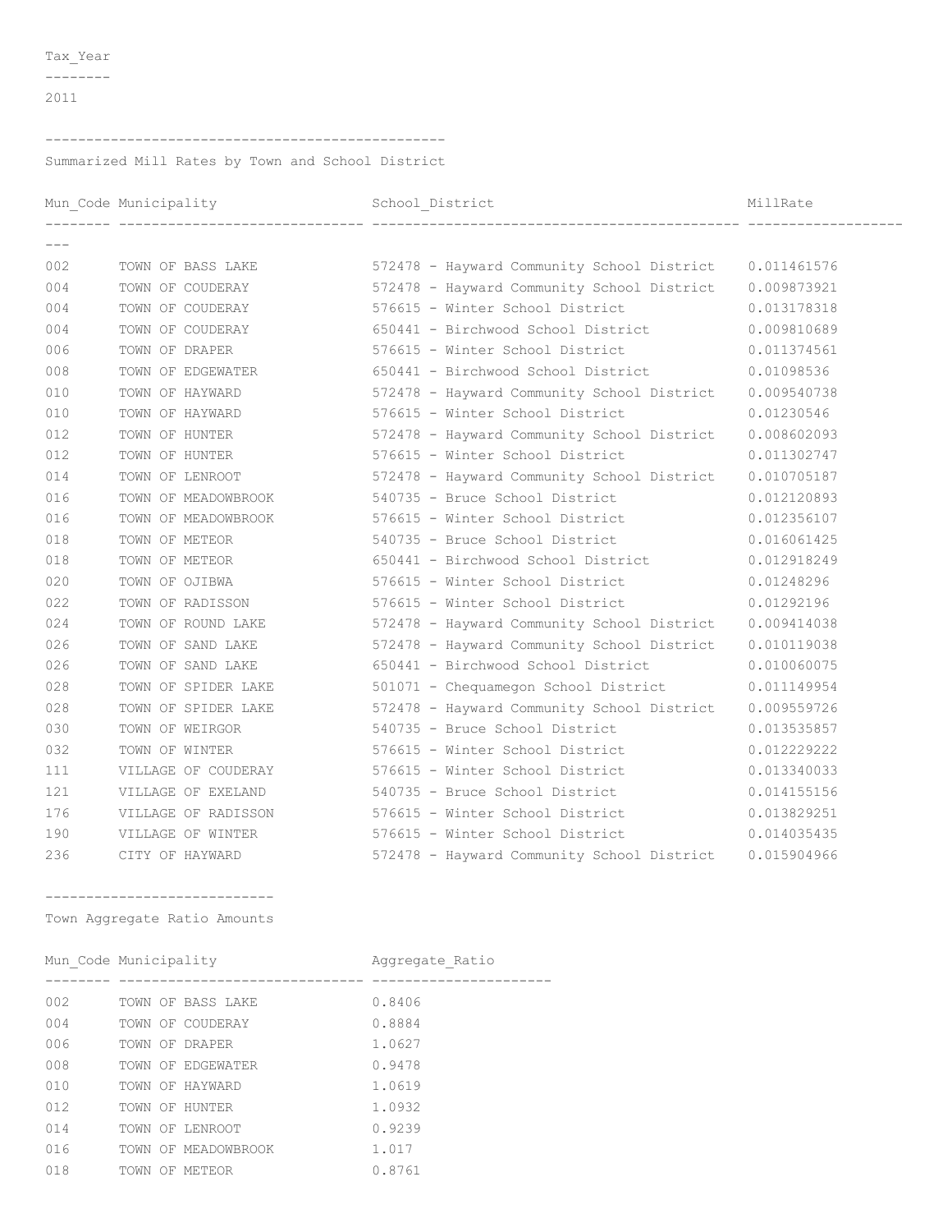| Tax_Year |
| --- |
| 2011 |

## Summarized Mill Rates by Town and School District

| Mun_Code | Municipality | School_District | MillRate |
| --- | --- | --- | --- |
| 002 | TOWN OF BASS LAKE | 572478 - Hayward Community School District | 0.011461576 |
| 004 | TOWN OF COUDERAY | 572478 - Hayward Community School District | 0.009873921 |
| 004 | TOWN OF COUDERAY | 576615 - Winter School District | 0.013178318 |
| 004 | TOWN OF COUDERAY | 650441 - Birchwood School District | 0.009810689 |
| 006 | TOWN OF DRAPER | 576615 - Winter School District | 0.011374561 |
| 008 | TOWN OF EDGEWATER | 650441 - Birchwood School District | 0.01098536 |
| 010 | TOWN OF HAYWARD | 572478 - Hayward Community School District | 0.009540738 |
| 010 | TOWN OF HAYWARD | 576615 - Winter School District | 0.01230546 |
| 012 | TOWN OF HUNTER | 572478 - Hayward Community School District | 0.008602093 |
| 012 | TOWN OF HUNTER | 576615 - Winter School District | 0.011302747 |
| 014 | TOWN OF LENROOT | 572478 - Hayward Community School District | 0.010705187 |
| 016 | TOWN OF MEADOWBROOK | 540735 - Bruce School District | 0.012120893 |
| 016 | TOWN OF MEADOWBROOK | 576615 - Winter School District | 0.012356107 |
| 018 | TOWN OF METEOR | 540735 - Bruce School District | 0.016061425 |
| 018 | TOWN OF METEOR | 650441 - Birchwood School District | 0.012918249 |
| 020 | TOWN OF OJIBWA | 576615 - Winter School District | 0.01248296 |
| 022 | TOWN OF RADISSON | 576615 - Winter School District | 0.01292196 |
| 024 | TOWN OF ROUND LAKE | 572478 - Hayward Community School District | 0.009414038 |
| 026 | TOWN OF SAND LAKE | 572478 - Hayward Community School District | 0.010119038 |
| 026 | TOWN OF SAND LAKE | 650441 - Birchwood School District | 0.010060075 |
| 028 | TOWN OF SPIDER LAKE | 501071 - Chequamegon School District | 0.011149954 |
| 028 | TOWN OF SPIDER LAKE | 572478 - Hayward Community School District | 0.009559726 |
| 030 | TOWN OF WEIRGOR | 540735 - Bruce School District | 0.013535857 |
| 032 | TOWN OF WINTER | 576615 - Winter School District | 0.012229222 |
| 111 | VILLAGE OF COUDERAY | 576615 - Winter School District | 0.013340033 |
| 121 | VILLAGE OF EXELAND | 540735 - Bruce School District | 0.014155156 |
| 176 | VILLAGE OF RADISSON | 576615 - Winter School District | 0.013829251 |
| 190 | VILLAGE OF WINTER | 576615 - Winter School District | 0.014035435 |
| 236 | CITY OF HAYWARD | 572478 - Hayward Community School District | 0.015904966 |

## Town Aggregate Ratio Amounts

| Mun_Code | Municipality | Aggregate_Ratio |
| --- | --- | --- |
| 002 | TOWN OF BASS LAKE | 0.8406 |
| 004 | TOWN OF COUDERAY | 0.8884 |
| 006 | TOWN OF DRAPER | 1.0627 |
| 008 | TOWN OF EDGEWATER | 0.9478 |
| 010 | TOWN OF HAYWARD | 1.0619 |
| 012 | TOWN OF HUNTER | 1.0932 |
| 014 | TOWN OF LENROOT | 0.9239 |
| 016 | TOWN OF MEADOWBROOK | 1.017 |
| 018 | TOWN OF METEOR | 0.8761 |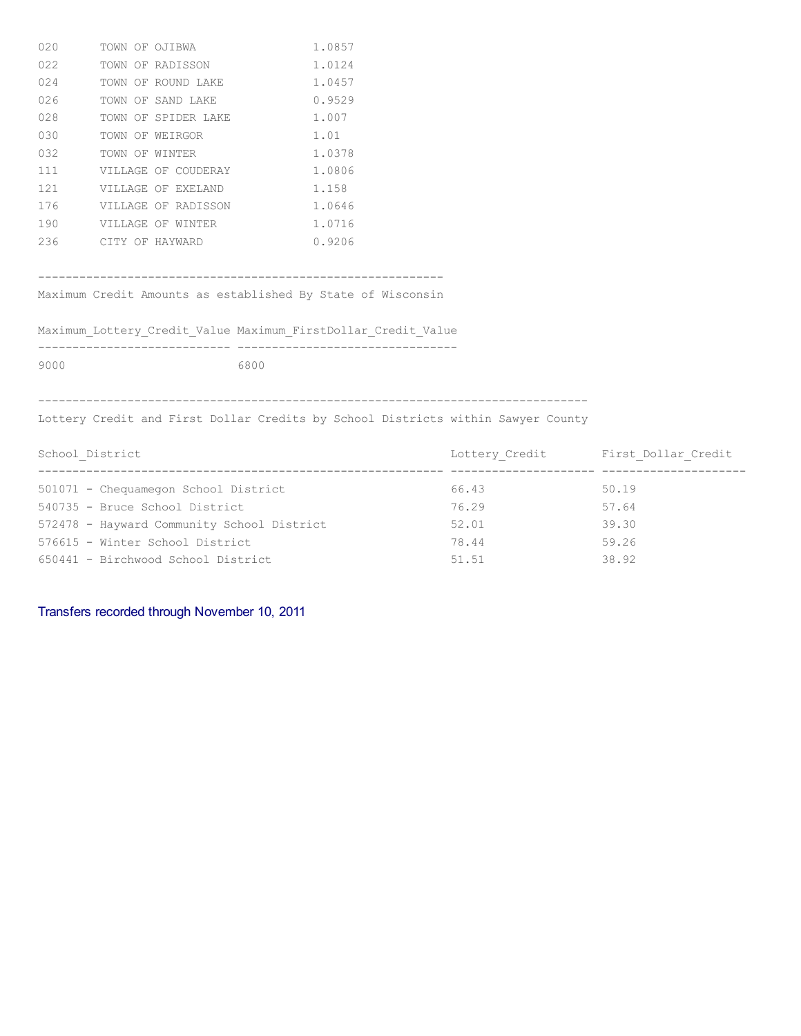| | | |
|---|---|---|
| 020 | TOWN OF OJIBWA | 1.0857 |
| 022 | TOWN OF RADISSON | 1.0124 |
| 024 | TOWN OF ROUND LAKE | 1.0457 |
| 026 | TOWN OF SAND LAKE | 0.9529 |
| 028 | TOWN OF SPIDER LAKE | 1.007 |
| 030 | TOWN OF WEIRGOR | 1.01 |
| 032 | TOWN OF WINTER | 1.0378 |
| 111 | VILLAGE OF COUDERAY | 1.0806 |
| 121 | VILLAGE OF EXELAND | 1.158 |
| 176 | VILLAGE OF RADISSON | 1.0646 |
| 190 | VILLAGE OF WINTER | 1.0716 |
| 236 | CITY OF HAYWARD | 0.9206 |

Maximum Credit Amounts as established By State of Wisconsin

| Maximum_Lottery_Credit_Value | Maximum_FirstDollar_Credit_Value |
|---|---|
| 9000 | 6800 |

Lottery Credit and First Dollar Credits by School Districts within Sawyer County

| School_District | Lottery_Credit | First_Dollar_Credit |
|---|---|---|
| 501071 - Chequamegon School District | 66.43 | 50.19 |
| 540735 - Bruce School District | 76.29 | 57.64 |
| 572478 - Hayward Community School District | 52.01 | 39.30 |
| 576615 - Winter School District | 78.44 | 59.26 |
| 650441 - Birchwood School District | 51.51 | 38.92 |

Transfers recorded through November 10, 2011